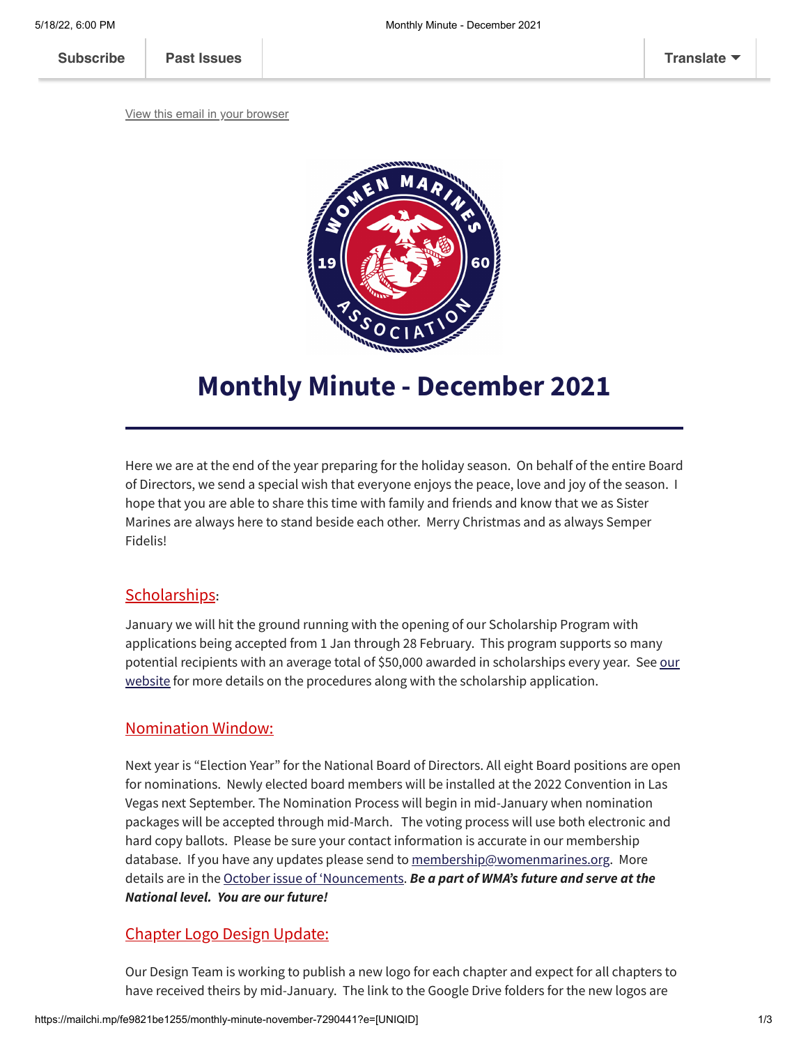Subscribe | Past Issues | Translate

View this email in your browser

# Monthly Minute - December 2021

Here we are at the end of the year preparing for the holiday season. On behalf of the entire Board of Directors, we send a special wish that everyone enjoys the peace, love and joy of the season. I hope that you are able to share this time with family and friends and know that we as Sister Marines are always here to stand beside each other. Merry Christmas and as always Semper Fidelis!

## Scholarships:

January we will hit the ground running with the opening of our Scholarship Program with applications being accepted from 1 Jan through 28 February. This program supports so many potential recipients with an average total of $50,000 awarded in scholarships every year. See our website for more details on the procedures along with the scholarship application.

## Nomination Window:

Next year is "Election Year" for the National Board of Directors. All eight Board positions are open for nominations. Newly elected board members will be installed at the 2022 Convention in Las Vegas next September. The Nomination Process will begin in mid-January when nomination packages will be accepted through mid-March. The voting process will use both electronic and hard copy ballots. Please be sure your contact information is accurate in our membership database. If you have any updates please send to membership@womenmarines.org. More details are in the October issue of 'Nouncements. ***Be a part of WMA's future and serve at the National level. You are our future!***

## Chapter Logo Design Update:

Our Design Team is working to publish a new logo for each chapter and expect for all chapters to have received theirs by mid-January. The link to the Google Drive folders for the new logos are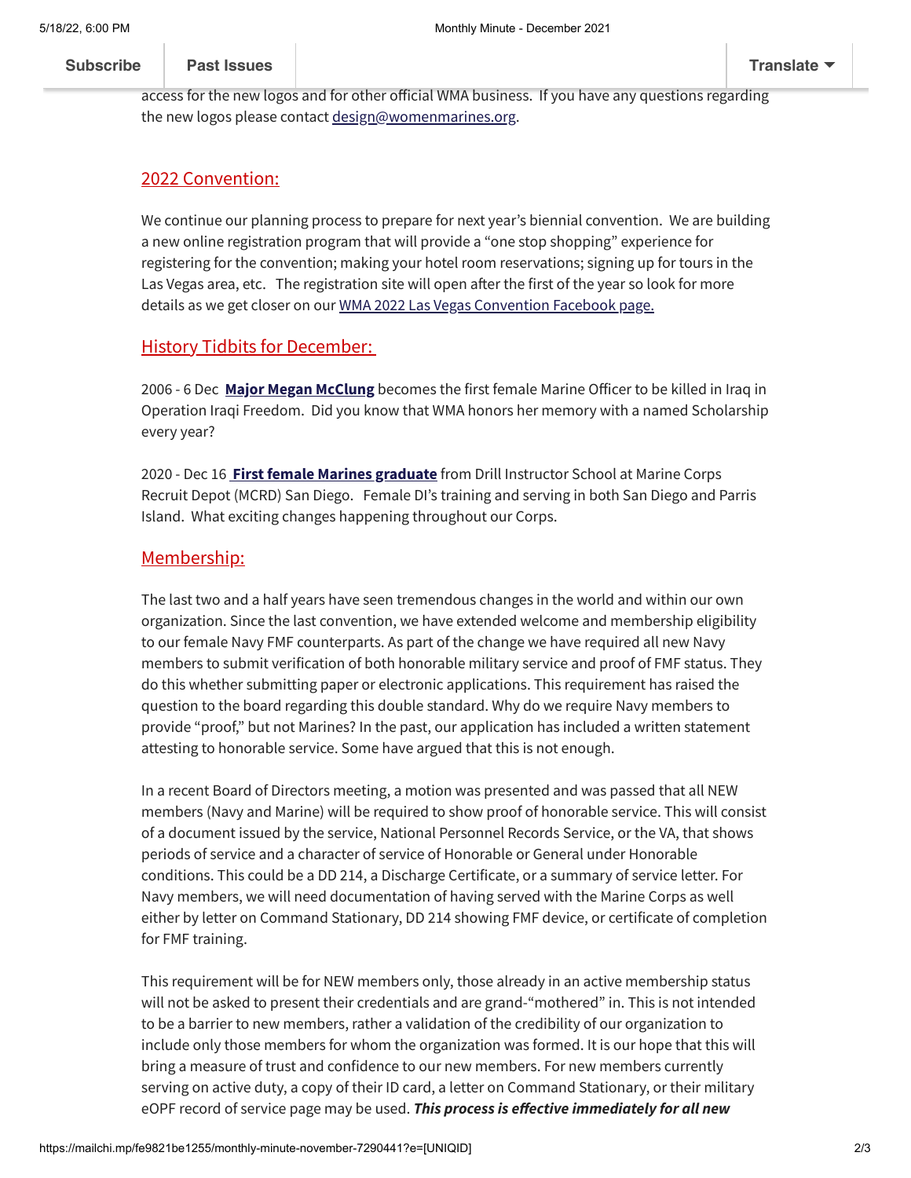access for the new logos and for other official WMA business. If you have any questions regarding the new logos please contact design@womenmarines.org.

## 2022 Convention:

We continue our planning process to prepare for next year's biennial convention. We are building a new online registration program that will provide a "one stop shopping" experience for registering for the convention; making your hotel room reservations; signing up for tours in the Las Vegas area, etc. The registration site will open after the first of the year so look for more details as we get closer on our WMA 2022 Las Vegas Convention Facebook page.

## History Tidbits for December:

2006 - 6 Dec **Major Megan McClung** becomes the first female Marine Officer to be killed in Iraq in Operation Iraqi Freedom. Did you know that WMA honors her memory with a named Scholarship every year?

2020 - Dec 16 **First female Marines graduate** from Drill Instructor School at Marine Corps Recruit Depot (MCRD) San Diego. Female DI's training and serving in both San Diego and Parris Island. What exciting changes happening throughout our Corps.

## Membership:

The last two and a half years have seen tremendous changes in the world and within our own organization. Since the last convention, we have extended welcome and membership eligibility to our female Navy FMF counterparts. As part of the change we have required all new Navy members to submit verification of both honorable military service and proof of FMF status. They do this whether submitting paper or electronic applications. This requirement has raised the question to the board regarding this double standard. Why do we require Navy members to provide "proof," but not Marines? In the past, our application has included a written statement attesting to honorable service. Some have argued that this is not enough.

In a recent Board of Directors meeting, a motion was presented and was passed that all NEW members (Navy and Marine) will be required to show proof of honorable service. This will consist of a document issued by the service, National Personnel Records Service, or the VA, that shows periods of service and a character of service of Honorable or General under Honorable conditions. This could be a DD 214, a Discharge Certificate, or a summary of service letter. For Navy members, we will need documentation of having served with the Marine Corps as well either by letter on Command Stationary, DD 214 showing FMF device, or certificate of completion for FMF training.

This requirement will be for NEW members only, those already in an active membership status will not be asked to present their credentials and are grand-"mothered" in. This is not intended to be a barrier to new members, rather a validation of the credibility of our organization to include only those members for whom the organization was formed. It is our hope that this will bring a measure of trust and confidence to our new members. For new members currently serving on active duty, a copy of their ID card, a letter on Command Stationary, or their military eOPF record of service page may be used. ***This process is effective immediately for all new***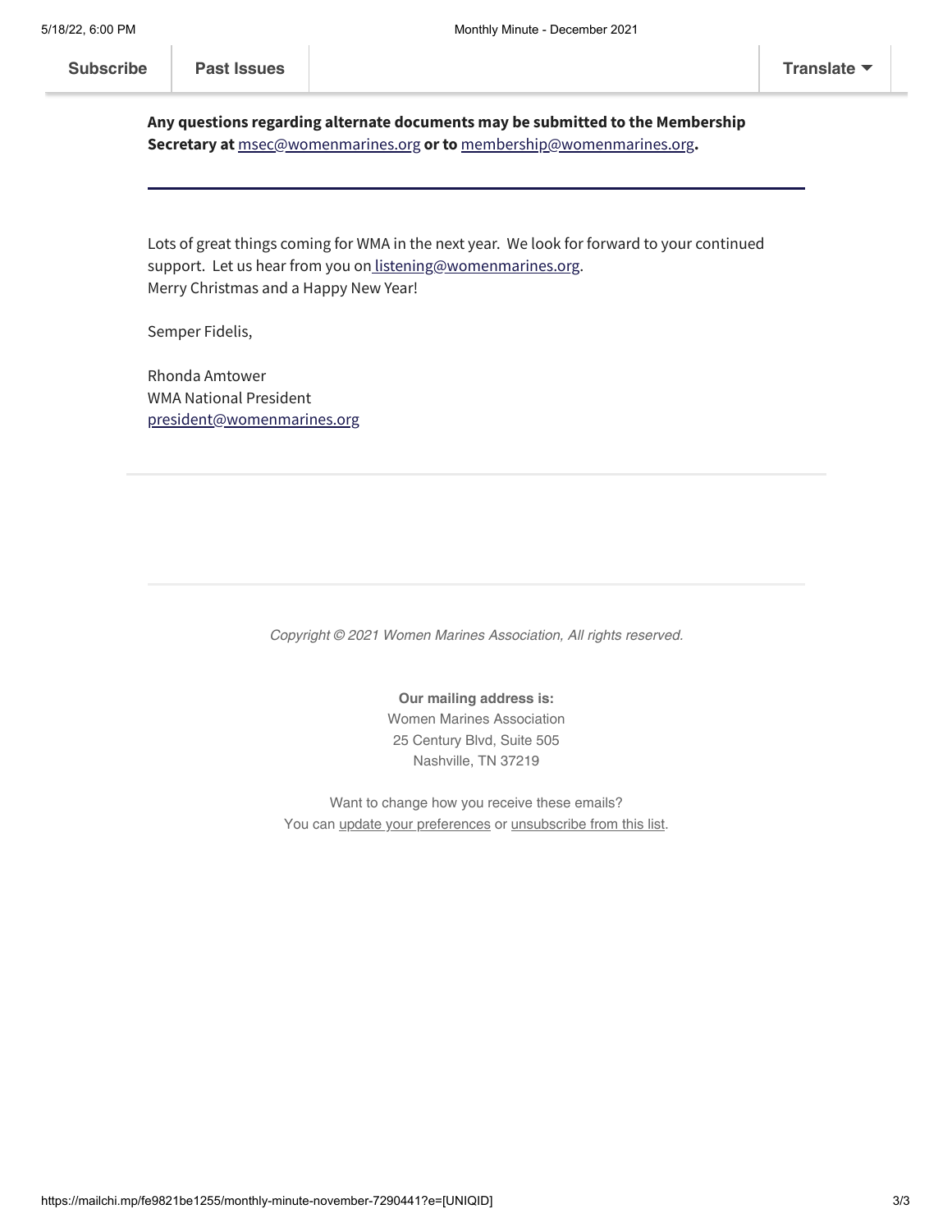**Any questions regarding alternate documents may be submitted to the Membership Secretary at msec@womenmarines.org or to membership@womenmarines.org.**

---

Lots of great things coming for WMA in the next year. We look for forward to your continued support. Let us hear from you on listening@womenmarines.org.
Merry Christmas and a Happy New Year!

Semper Fidelis,

Rhonda Amtower
WMA National President
president@womenmarines.org

---

*Copyright © 2021 Women Marines Association, All rights reserved.*

**Our mailing address is:**
Women Marines Association
25 Century Blvd, Suite 505
Nashville, TN 37219

Want to change how you receive these emails?
You can update your preferences or unsubscribe from this list.